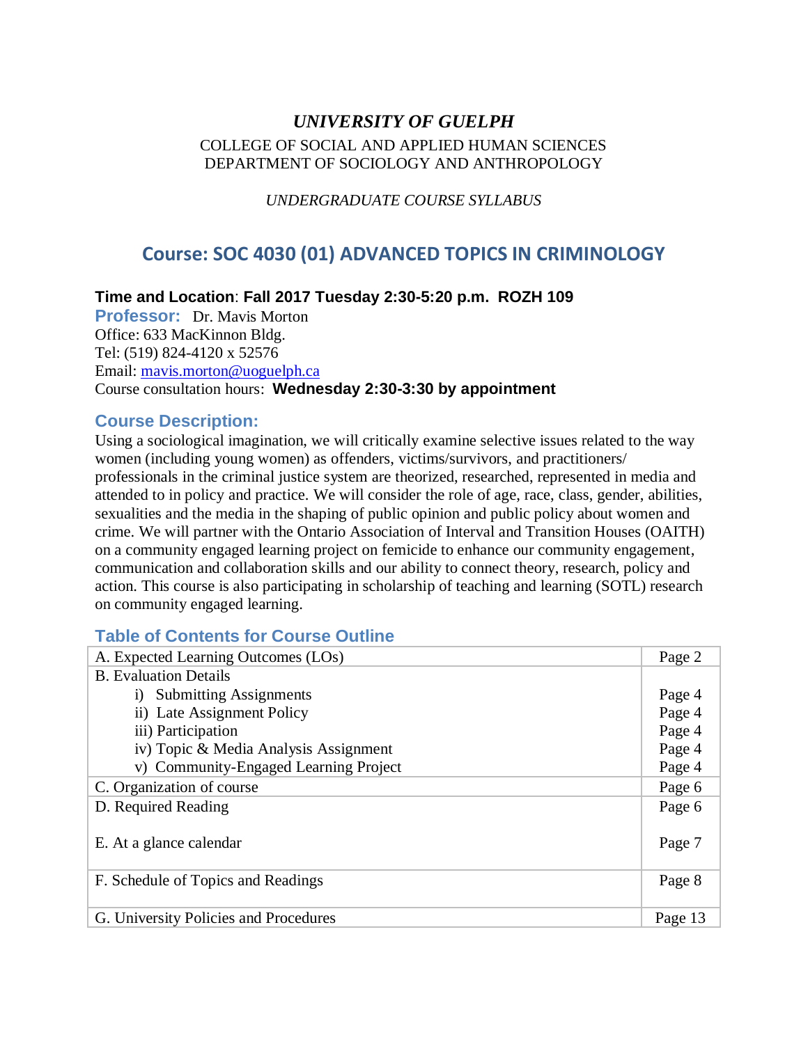*UNIVERSITY OF GUELPH*

COLLEGE OF SOCIAL AND APPLIED HUMAN SCIENCES
DEPARTMENT OF SOCIOLOGY AND ANTHROPOLOGY

*UNDERGRADUATE COURSE SYLLABUS*

# Course: SOC 4030 (01) ADVANCED TOPICS IN CRIMINOLOGY

**Time and Location**: **Fall 2017 Tuesday 2:30-5:20 p.m. ROZH 109**

**Professor:** Dr. Mavis Morton
Office: 633 MacKinnon Bldg.
Tel: (519) 824-4120 x 52576
Email: mavis.morton@uoguelph.ca
Course consultation hours: **Wednesday 2:30-3:30 by appointment**

## Course Description:

Using a sociological imagination, we will critically examine selective issues related to the way women (including young women) as offenders, victims/survivors, and practitioners/ professionals in the criminal justice system are theorized, researched, represented in media and attended to in policy and practice. We will consider the role of age, race, class, gender, abilities, sexualities and the media in the shaping of public opinion and public policy about women and crime. We will partner with the Ontario Association of Interval and Transition Houses (OAITH) on a community engaged learning project on femicide to enhance our community engagement, communication and collaboration skills and our ability to connect theory, research, policy and action. This course is also participating in scholarship of teaching and learning (SOTL) research on community engaged learning.

## Table of Contents for Course Outline

| Section | Page |
|---|---|
| A. Expected Learning Outcomes (LOs) | Page 2 |
| B. Evaluation Details | |
| i) Submitting Assignments | Page 4 |
| ii) Late Assignment Policy | Page 4 |
| iii) Participation | Page 4 |
| iv) Topic & Media Analysis Assignment | Page 4 |
| v) Community-Engaged Learning Project | Page 4 |
| C. Organization of course | Page 6 |
| D. Required Reading | Page 6 |
| E. At a glance calendar | Page 7 |
| F. Schedule of Topics and Readings | Page 8 |
| G. University Policies and Procedures | Page 13 |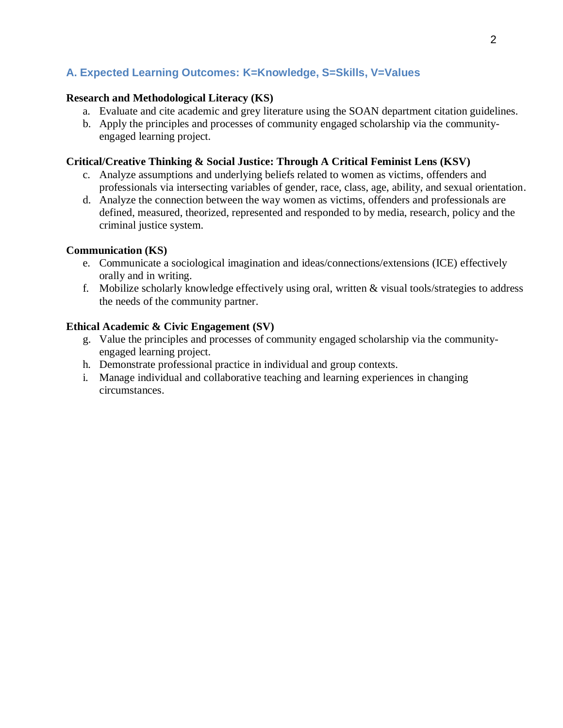## A. Expected Learning Outcomes: K=Knowledge, S=Skills, V=Values

**Research and Methodological Literacy (KS)**

a. Evaluate and cite academic and grey literature using the SOAN department citation guidelines.
b. Apply the principles and processes of community engaged scholarship via the community-engaged learning project.

**Critical/Creative Thinking & Social Justice: Through A Critical Feminist Lens (KSV)**

c. Analyze assumptions and underlying beliefs related to women as victims, offenders and professionals via intersecting variables of gender, race, class, age, ability, and sexual orientation.
d. Analyze the connection between the way women as victims, offenders and professionals are defined, measured, theorized, represented and responded to by media, research, policy and the criminal justice system.

**Communication (KS)**

e. Communicate a sociological imagination and ideas/connections/extensions (ICE) effectively orally and in writing.
f. Mobilize scholarly knowledge effectively using oral, written & visual tools/strategies to address the needs of the community partner.

**Ethical Academic & Civic Engagement (SV)**

g. Value the principles and processes of community engaged scholarship via the community-engaged learning project.
h. Demonstrate professional practice in individual and group contexts.
i. Manage individual and collaborative teaching and learning experiences in changing circumstances.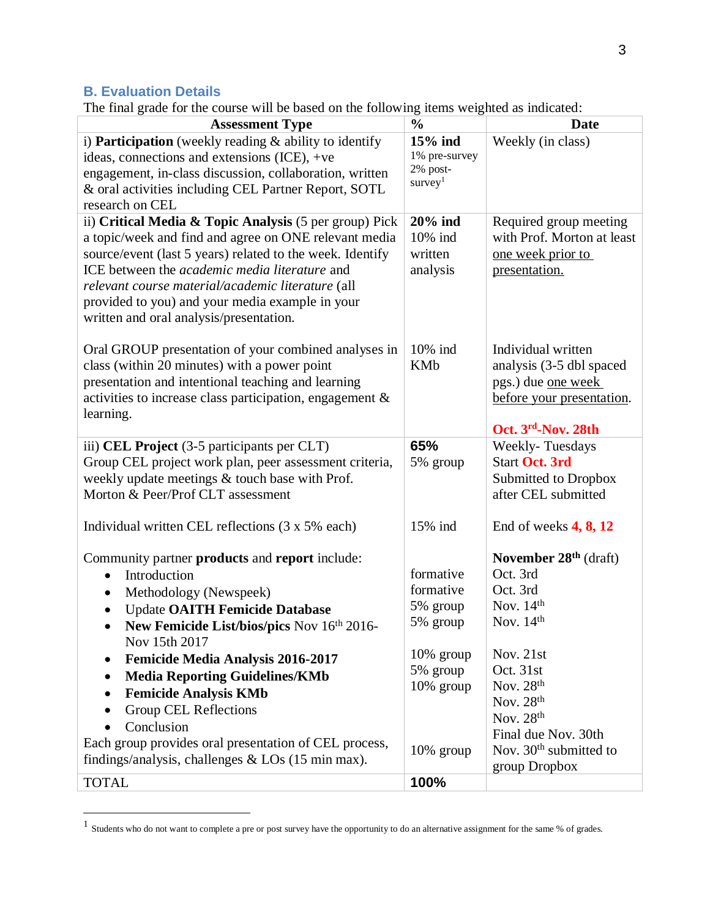## B. Evaluation Details

The final grade for the course will be based on the following items weighted as indicated:

| Assessment Type | % | Date |
|---|---|---|
| i) **Participation** (weekly reading & ability to identify ideas, connections and extensions (ICE), +ve engagement, in-class discussion, collaboration, written & oral activities including CEL Partner Report, SOTL research on CEL | **15% ind**<br>1% pre-survey<br>2% post-survey[1] | Weekly (in class) |
| ii) **Critical Media & Topic Analysis** (5 per group) Pick a topic/week and find and agree on ONE relevant media source/event (last 5 years) related to the week. Identify ICE between the *academic media literature* and *relevant course material/academic literature* (all provided to you) and your media example in your written and oral analysis/presentation. | **20% ind**<br>10% ind written analysis | Required group meeting with Prof. Morton at least one week prior to presentation. |
| Oral GROUP presentation of your combined analyses in class (within 20 minutes) with a power point presentation and intentional teaching and learning activities to increase class participation, engagement & learning. | 10% ind KMb | Individual written analysis (3-5 dbl spaced pgs.) due one week before your presentation.<br><br>**Oct. 3rd-Nov. 28th** |
| iii) **CEL Project** (3-5 participants per CLT)<br>Group CEL project work plan, peer assessment criteria, weekly update meetings & touch base with Prof. Morton & Peer/Prof CLT assessment | **65%**<br>5% group | Weekly- Tuesdays<br>Start **Oct. 3rd**<br>Submitted to Dropbox after CEL submitted |
| Individual written CEL reflections (3 x 5% each) | 15% ind | End of weeks **4, 8, 12** |
| Community partner **products** and **report** include: | | **November 28th** (draft) |
| • Introduction | formative | Oct. 3rd |
| • Methodology (Newspeek) | formative | Oct. 3rd |
| • Update **OAITH Femicide Database** | 5% group | Nov. 14th |
| • **New Femicide List/bios/pics** Nov 16th 2016-Nov 15th 2017 | 5% group | Nov. 14th |
| • **Femicide Media Analysis 2016-2017** | 10% group | Nov. 21st |
| • **Media Reporting Guidelines/KMb** | 5% group | Oct. 31st |
| • **Femicide Analysis KMb** | 10% group | Nov. 28th |
| • Group CEL Reflections | | Nov. 28th |
| • Conclusion | | Nov. 28th<br>Final due Nov. 30th |
| Each group provides oral presentation of CEL process, findings/analysis, challenges & LOs (15 min max). | 10% group | Nov. 30th submitted to group Dropbox |
| TOTAL | **100%** | |

[1] Students who do not want to complete a pre or post survey have the opportunity to do an alternative assignment for the same % of grades.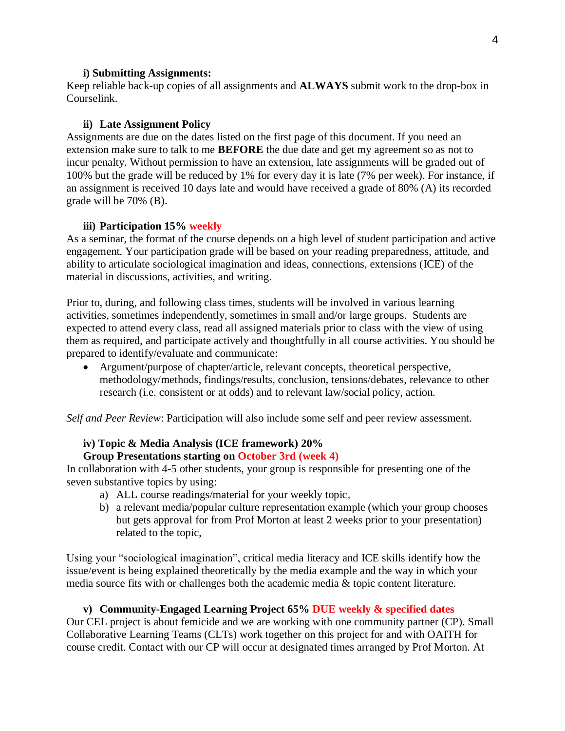### i) Submitting Assignments:

Keep reliable back-up copies of all assignments and **ALWAYS** submit work to the drop-box in Courselink.

### ii) Late Assignment Policy

Assignments are due on the dates listed on the first page of this document. If you need an extension make sure to talk to me **BEFORE** the due date and get my agreement so as not to incur penalty. Without permission to have an extension, late assignments will be graded out of 100% but the grade will be reduced by 1% for every day it is late (7% per week). For instance, if an assignment is received 10 days late and would have received a grade of 80% (A) its recorded grade will be 70% (B).

### iii) Participation 15% weekly

As a seminar, the format of the course depends on a high level of student participation and active engagement. Your participation grade will be based on your reading preparedness, attitude, and ability to articulate sociological imagination and ideas, connections, extensions (ICE) of the material in discussions, activities, and writing.

Prior to, during, and following class times, students will be involved in various learning activities, sometimes independently, sometimes in small and/or large groups. Students are expected to attend every class, read all assigned materials prior to class with the view of using them as required, and participate actively and thoughtfully in all course activities. You should be prepared to identify/evaluate and communicate:

- Argument/purpose of chapter/article, relevant concepts, theoretical perspective, methodology/methods, findings/results, conclusion, tensions/debates, relevance to other research (i.e. consistent or at odds) and to relevant law/social policy, action.

*Self and Peer Review*: Participation will also include some self and peer review assessment.

### iv) Topic & Media Analysis (ICE framework) 20%
### Group Presentations starting on October 3rd (week 4)

In collaboration with 4-5 other students, your group is responsible for presenting one of the seven substantive topics by using:

a) ALL course readings/material for your weekly topic,
b) a relevant media/popular culture representation example (which your group chooses but gets approval for from Prof Morton at least 2 weeks prior to your presentation) related to the topic,

Using your "sociological imagination", critical media literacy and ICE skills identify how the issue/event is being explained theoretically by the media example and the way in which your media source fits with or challenges both the academic media & topic content literature.

### v) Community-Engaged Learning Project 65% DUE weekly & specified dates

Our CEL project is about femicide and we are working with one community partner (CP). Small Collaborative Learning Teams (CLTs) work together on this project for and with OAITH for course credit. Contact with our CP will occur at designated times arranged by Prof Morton. At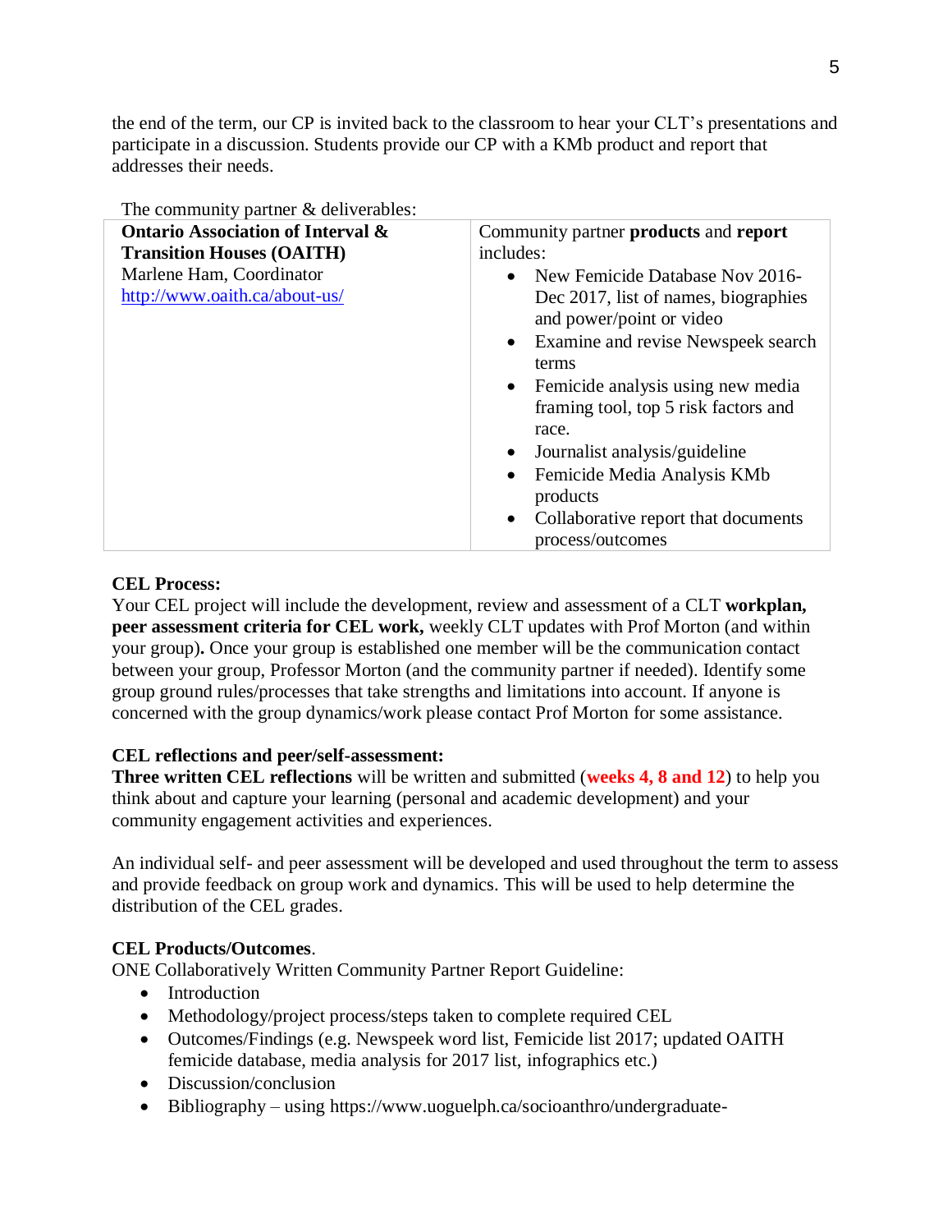the end of the term, our CP is invited back to the classroom to hear your CLT's presentations and participate in a discussion. Students provide our CP with a KMb product and report that addresses their needs.

The community partner & deliverables:

| **Ontario Association of Interval & Transition Houses (OAITH)** Marlene Ham, Coordinator http://www.oaith.ca/about-us/ | Community partner **products** and **report** includes:<br>• New Femicide Database Nov 2016-Dec 2017, list of names, biographies and power/point or video<br>• Examine and revise Newspeek search terms<br>• Femicide analysis using new media framing tool, top 5 risk factors and race.<br>• Journalist analysis/guideline<br>• Femicide Media Analysis KMb products<br>• Collaborative report that documents process/outcomes |
|---|---|

**CEL Process:**
Your CEL project will include the development, review and assessment of a CLT **workplan, peer assessment criteria for CEL work,** weekly CLT updates with Prof Morton (and within your group)**.** Once your group is established one member will be the communication contact between your group, Professor Morton (and the community partner if needed). Identify some group ground rules/processes that take strengths and limitations into account. If anyone is concerned with the group dynamics/work please contact Prof Morton for some assistance.

**CEL reflections and peer/self-assessment:**
**Three written CEL reflections** will be written and submitted (**weeks 4, 8 and 12**) to help you think about and capture your learning (personal and academic development) and your community engagement activities and experiences.

An individual self- and peer assessment will be developed and used throughout the term to assess and provide feedback on group work and dynamics. This will be used to help determine the distribution of the CEL grades.

**CEL Products/Outcomes**.
ONE Collaboratively Written Community Partner Report Guideline:

- Introduction
- Methodology/project process/steps taken to complete required CEL
- Outcomes/Findings (e.g. Newspeek word list, Femicide list 2017; updated OAITH femicide database, media analysis for 2017 list, infographics etc.)
- Discussion/conclusion
- Bibliography – using https://www.uoguelph.ca/socioanthro/undergraduate-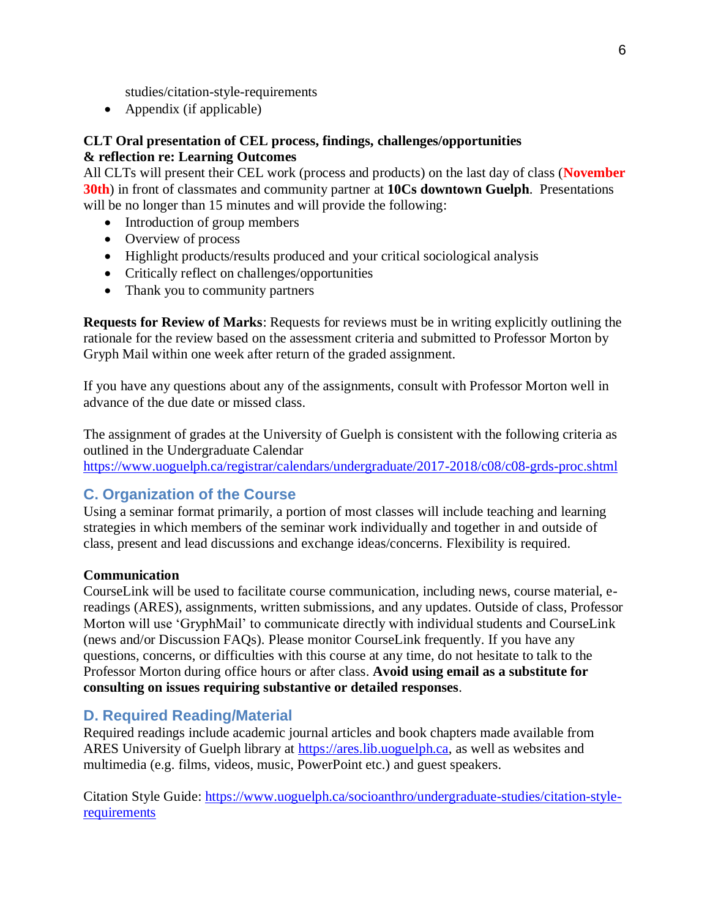studies/citation-style-requirements

- Appendix (if applicable)

**CLT Oral presentation of CEL process, findings, challenges/opportunities & reflection re: Learning Outcomes**

All CLTs will present their CEL work (process and products) on the last day of class (**November 30th**) in front of classmates and community partner at **10Cs downtown Guelph**. Presentations will be no longer than 15 minutes and will provide the following:

- Introduction of group members
- Overview of process
- Highlight products/results produced and your critical sociological analysis
- Critically reflect on challenges/opportunities
- Thank you to community partners

**Requests for Review of Marks**: Requests for reviews must be in writing explicitly outlining the rationale for the review based on the assessment criteria and submitted to Professor Morton by Gryph Mail within one week after return of the graded assignment.

If you have any questions about any of the assignments, consult with Professor Morton well in advance of the due date or missed class.

The assignment of grades at the University of Guelph is consistent with the following criteria as outlined in the Undergraduate Calendar https://www.uoguelph.ca/registrar/calendars/undergraduate/2017-2018/c08/c08-grds-proc.shtml

## C. Organization of the Course

Using a seminar format primarily, a portion of most classes will include teaching and learning strategies in which members of the seminar work individually and together in and outside of class, present and lead discussions and exchange ideas/concerns. Flexibility is required.

**Communication**

CourseLink will be used to facilitate course communication, including news, course material, e-readings (ARES), assignments, written submissions, and any updates. Outside of class, Professor Morton will use 'GryphMail' to communicate directly with individual students and CourseLink (news and/or Discussion FAQs). Please monitor CourseLink frequently. If you have any questions, concerns, or difficulties with this course at any time, do not hesitate to talk to the Professor Morton during office hours or after class. **Avoid using email as a substitute for consulting on issues requiring substantive or detailed responses**.

## D. Required Reading/Material

Required readings include academic journal articles and book chapters made available from ARES University of Guelph library at https://ares.lib.uoguelph.ca, as well as websites and multimedia (e.g. films, videos, music, PowerPoint etc.) and guest speakers.

Citation Style Guide: https://www.uoguelph.ca/socioanthro/undergraduate-studies/citation-style-requirements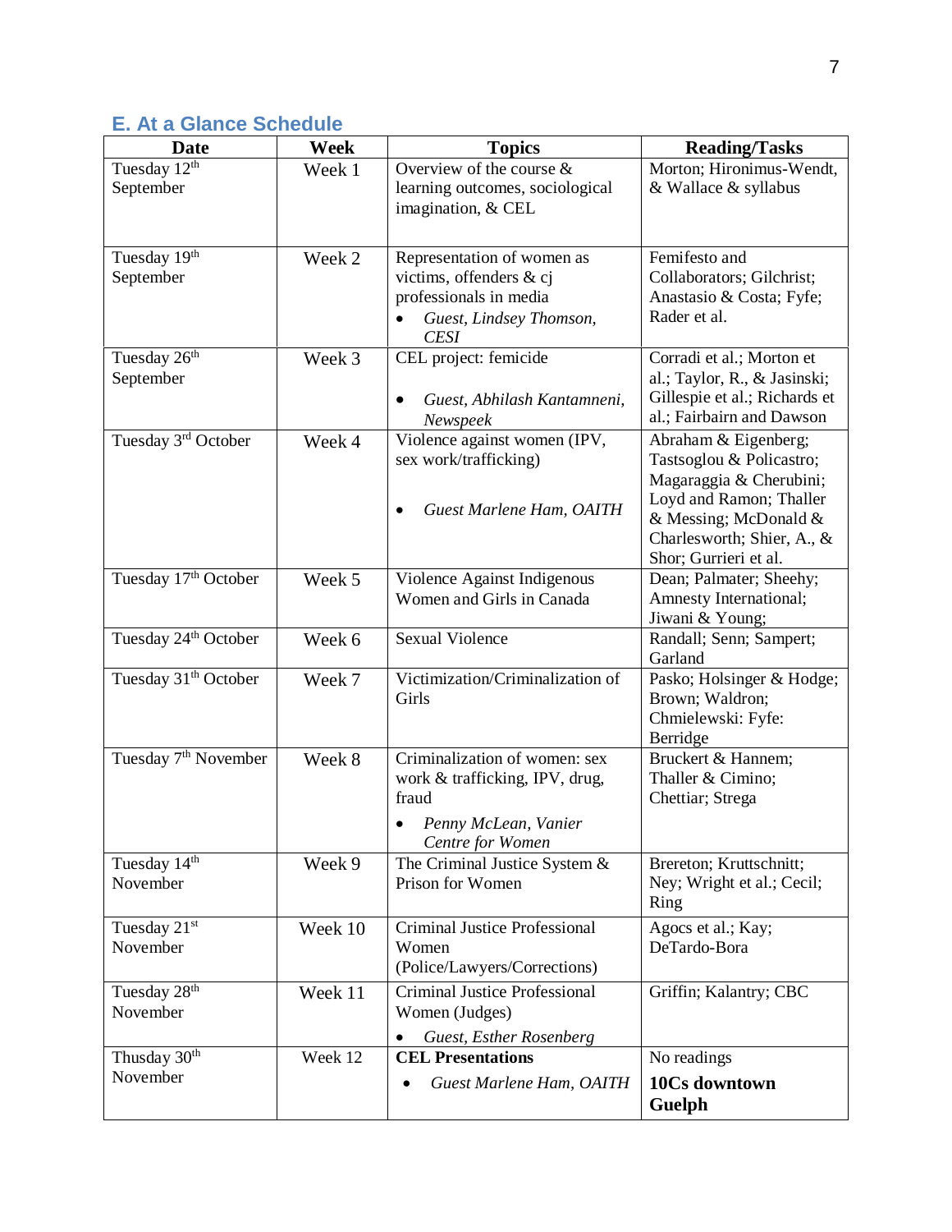## E. At a Glance Schedule

| Date | Week | Topics | Reading/Tasks |
|---|---|---|---|
| Tuesday 12th September | Week 1 | Overview of the course & learning outcomes, sociological imagination, & CEL | Morton; Hironimus-Wendt, & Wallace & syllabus |
| Tuesday 19th September | Week 2 | Representation of women as victims, offenders & cj professionals in media<br>• *Guest, Lindsey Thomson, CESI* | Femifesto and Collaborators; Gilchrist; Anastasio & Costa; Fyfe; Rader et al. |
| Tuesday 26th September | Week 3 | CEL project: femicide<br>• *Guest, Abhilash Kantamneni, Newspeek* | Corradi et al.; Morton et al.; Taylor, R., & Jasinski; Gillespie et al.; Richards et al.; Fairbairn and Dawson |
| Tuesday 3rd October | Week 4 | Violence against women (IPV, sex work/trafficking)<br>• *Guest Marlene Ham, OAITH* | Abraham & Eigenberg; Tastsoglou & Policastro; Magaraggia & Cherubini; Loyd and Ramon; Thaller & Messing; McDonald & Charlesworth; Shier, A., & Shor; Gurrieri et al. |
| Tuesday 17th October | Week 5 | Violence Against Indigenous Women and Girls in Canada | Dean; Palmater; Sheehy; Amnesty International; Jiwani & Young; |
| Tuesday 24th October | Week 6 | Sexual Violence | Randall; Senn; Sampert; Garland |
| Tuesday 31th October | Week 7 | Victimization/Criminalization of Girls | Pasko; Holsinger & Hodge; Brown; Waldron; Chmielewski: Fyfe: Berridge |
| Tuesday 7th November | Week 8 | Criminalization of women: sex work & trafficking, IPV, drug, fraud<br>• *Penny McLean, Vanier Centre for Women* | Bruckert & Hannem; Thaller & Cimino; Chettiar; Strega |
| Tuesday 14th November | Week 9 | The Criminal Justice System & Prison for Women | Brereton; Kruttschnitt; Ney; Wright et al.; Cecil; Ring |
| Tuesday 21st November | Week 10 | Criminal Justice Professional Women (Police/Lawyers/Corrections) | Agocs et al.; Kay; DeTardo-Bora |
| Tuesday 28th November | Week 11 | Criminal Justice Professional Women (Judges)<br>• *Guest, Esther Rosenberg* | Griffin; Kalantry; CBC |
| Thusday 30th November | Week 12 | **CEL Presentations**<br>• *Guest Marlene Ham, OAITH* | No readings<br>**10Cs downtown Guelph** |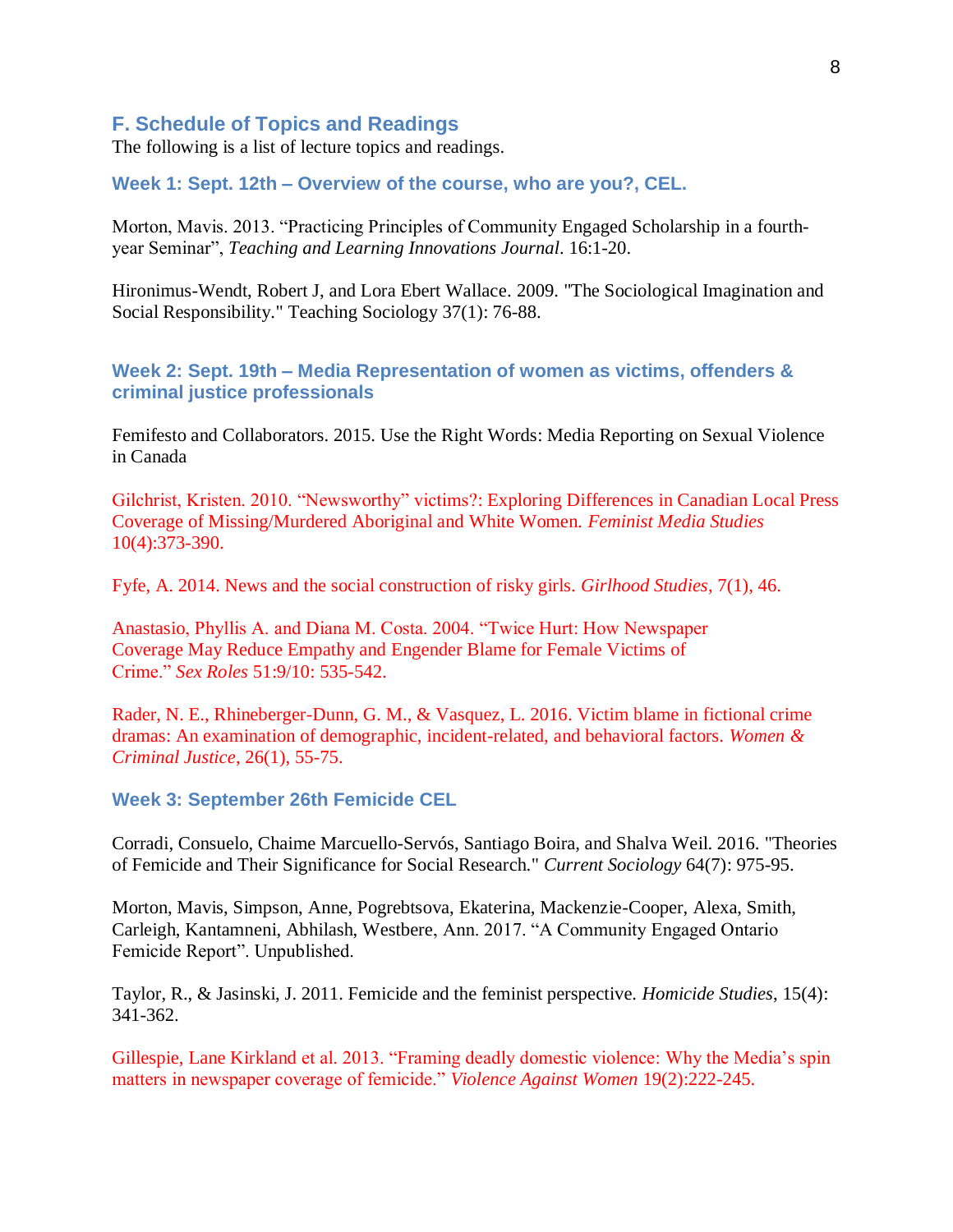## F. Schedule of Topics and Readings

The following is a list of lecture topics and readings.

### Week 1: Sept. 12th – Overview of the course, who are you?, CEL.

Morton, Mavis. 2013. "Practicing Principles of Community Engaged Scholarship in a fourth-year Seminar", *Teaching and Learning Innovations Journal*. 16:1-20.

Hironimus-Wendt, Robert J, and Lora Ebert Wallace. 2009. "The Sociological Imagination and Social Responsibility." Teaching Sociology 37(1): 76-88.

### Week 2: Sept. 19th – Media Representation of women as victims, offenders & criminal justice professionals

Femifesto and Collaborators. 2015. Use the Right Words: Media Reporting on Sexual Violence in Canada

Gilchrist, Kristen. 2010. "Newsworthy" victims?: Exploring Differences in Canadian Local Press Coverage of Missing/Murdered Aboriginal and White Women. *Feminist Media Studies* 10(4):373-390.

Fyfe, A. 2014. News and the social construction of risky girls. *Girlhood Studies*, 7(1), 46.

Anastasio, Phyllis A. and Diana M. Costa. 2004. "Twice Hurt: How Newspaper Coverage May Reduce Empathy and Engender Blame for Female Victims of Crime." *Sex Roles* 51:9/10: 535-542.

Rader, N. E., Rhineberger-Dunn, G. M., & Vasquez, L. 2016. Victim blame in fictional crime dramas: An examination of demographic, incident-related, and behavioral factors. *Women & Criminal Justice*, 26(1), 55-75.

### Week 3: September 26th Femicide CEL

Corradi, Consuelo, Chaime Marcuello-Servós, Santiago Boira, and Shalva Weil. 2016. "Theories of Femicide and Their Significance for Social Research." *Current Sociology* 64(7): 975-95.

Morton, Mavis, Simpson, Anne, Pogrebtsova, Ekaterina, Mackenzie-Cooper, Alexa, Smith, Carleigh, Kantamneni, Abhilash, Westbere, Ann. 2017. "A Community Engaged Ontario Femicide Report". Unpublished.

Taylor, R., & Jasinski, J. 2011. Femicide and the feminist perspective. *Homicide Studies*, 15(4): 341-362.

Gillespie, Lane Kirkland et al. 2013. "Framing deadly domestic violence: Why the Media's spin matters in newspaper coverage of femicide." *Violence Against Women* 19(2):222-245.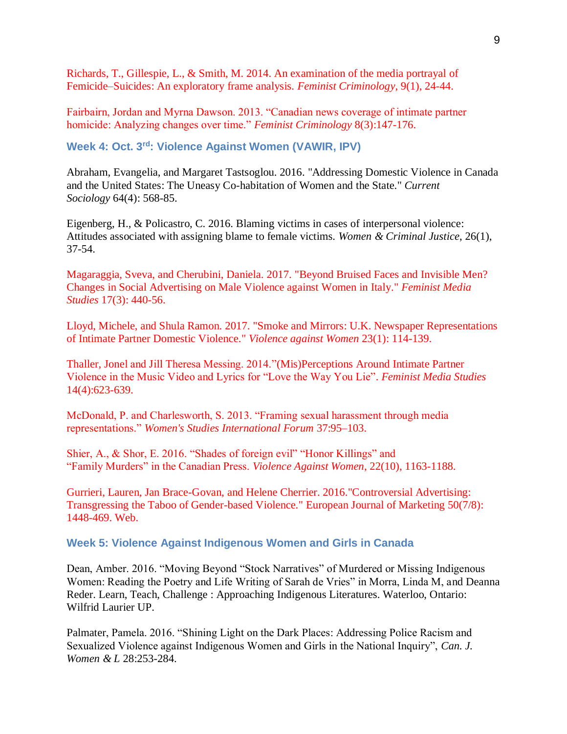Richards, T., Gillespie, L., & Smith, M. 2014. An examination of the media portrayal of Femicide–Suicides: An exploratory frame analysis. *Feminist Criminology*, 9(1), 24-44.

Fairbairn, Jordan and Myrna Dawson. 2013. "Canadian news coverage of intimate partner homicide: Analyzing changes over time." *Feminist Criminology* 8(3):147-176.

### Week 4: Oct. 3rd: Violence Against Women (VAWIR, IPV)

Abraham, Evangelia, and Margaret Tastsoglou. 2016. "Addressing Domestic Violence in Canada and the United States: The Uneasy Co-habitation of Women and the State." *Current Sociology* 64(4): 568-85.

Eigenberg, H., & Policastro, C. 2016. Blaming victims in cases of interpersonal violence: Attitudes associated with assigning blame to female victims. *Women & Criminal Justice*, 26(1), 37-54.

Magaraggia, Sveva, and Cherubini, Daniela. 2017. "Beyond Bruised Faces and Invisible Men? Changes in Social Advertising on Male Violence against Women in Italy." *Feminist Media Studies* 17(3): 440-56.

Lloyd, Michele, and Shula Ramon. 2017. "Smoke and Mirrors: U.K. Newspaper Representations of Intimate Partner Domestic Violence." *Violence against Women* 23(1): 114-139.

Thaller, Jonel and Jill Theresa Messing. 2014."(Mis)Perceptions Around Intimate Partner Violence in the Music Video and Lyrics for "Love the Way You Lie". *Feminist Media Studies* 14(4):623-639.

McDonald, P. and Charlesworth, S. 2013. "Framing sexual harassment through media representations." *Women's Studies International Forum* 37:95–103.

Shier, A., & Shor, E. 2016. "Shades of foreign evil" "Honor Killings" and "Family Murders" in the Canadian Press. *Violence Against Women*, 22(10), 1163-1188.

Gurrieri, Lauren, Jan Brace-Govan, and Helene Cherrier. 2016."Controversial Advertising: Transgressing the Taboo of Gender-based Violence." European Journal of Marketing 50(7/8): 1448-469. Web.

### Week 5: Violence Against Indigenous Women and Girls in Canada

Dean, Amber. 2016. "Moving Beyond "Stock Narratives" of Murdered or Missing Indigenous Women: Reading the Poetry and Life Writing of Sarah de Vries" in Morra, Linda M, and Deanna Reder. Learn, Teach, Challenge : Approaching Indigenous Literatures. Waterloo, Ontario: Wilfrid Laurier UP.

Palmater, Pamela. 2016. "Shining Light on the Dark Places: Addressing Police Racism and Sexualized Violence against Indigenous Women and Girls in the National Inquiry", *Can. J. Women & L* 28:253-284.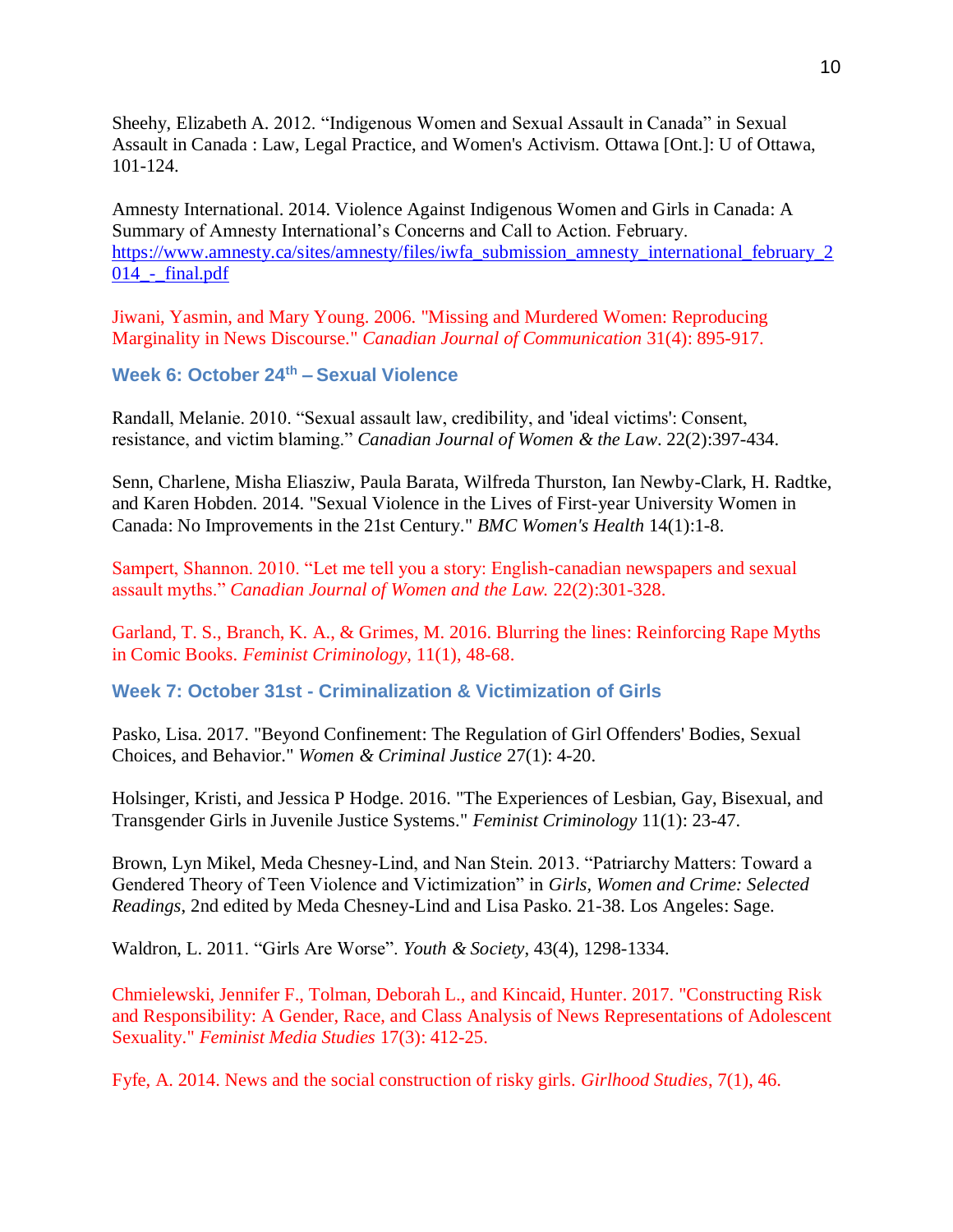Sheehy, Elizabeth A. 2012. "Indigenous Women and Sexual Assault in Canada" in Sexual Assault in Canada : Law, Legal Practice, and Women's Activism. Ottawa [Ont.]: U of Ottawa, 101-124.

Amnesty International. 2014. Violence Against Indigenous Women and Girls in Canada: A Summary of Amnesty International's Concerns and Call to Action. February. [https://www.amnesty.ca/sites/amnesty/files/iwfa_submission_amnesty_international_february_2014_-_final.pdf](https://www.amnesty.ca/sites/amnesty/files/iwfa_submission_amnesty_international_february_2014_-_final.pdf)

Jiwani, Yasmin, and Mary Young. 2006. "Missing and Murdered Women: Reproducing Marginality in News Discourse." *Canadian Journal of Communication* 31(4): 895-917.

### Week 6: October 24th – Sexual Violence

Randall, Melanie. 2010. "Sexual assault law, credibility, and 'ideal victims': Consent, resistance, and victim blaming." *Canadian Journal of Women & the Law*. 22(2):397-434.

Senn, Charlene, Misha Eliasziw, Paula Barata, Wilfreda Thurston, Ian Newby-Clark, H. Radtke, and Karen Hobden. 2014. "Sexual Violence in the Lives of First-year University Women in Canada: No Improvements in the 21st Century." *BMC Women's Health* 14(1):1-8.

Sampert, Shannon. 2010. "Let me tell you a story: English-canadian newspapers and sexual assault myths." *Canadian Journal of Women and the Law.* 22(2):301-328.

Garland, T. S., Branch, K. A., & Grimes, M. 2016. Blurring the lines: Reinforcing Rape Myths in Comic Books. *Feminist Criminology*, 11(1), 48-68.

### Week 7: October 31st - Criminalization & Victimization of Girls

Pasko, Lisa. 2017. "Beyond Confinement: The Regulation of Girl Offenders' Bodies, Sexual Choices, and Behavior." *Women & Criminal Justice* 27(1): 4-20.

Holsinger, Kristi, and Jessica P Hodge. 2016. "The Experiences of Lesbian, Gay, Bisexual, and Transgender Girls in Juvenile Justice Systems." *Feminist Criminology* 11(1): 23-47.

Brown, Lyn Mikel, Meda Chesney-Lind, and Nan Stein. 2013. "Patriarchy Matters: Toward a Gendered Theory of Teen Violence and Victimization" in *Girls, Women and Crime: Selected Readings*, 2nd edited by Meda Chesney-Lind and Lisa Pasko. 21-38. Los Angeles: Sage.

Waldron, L. 2011. "Girls Are Worse". *Youth & Society*, 43(4), 1298-1334.

Chmielewski, Jennifer F., Tolman, Deborah L., and Kincaid, Hunter. 2017. "Constructing Risk and Responsibility: A Gender, Race, and Class Analysis of News Representations of Adolescent Sexuality." *Feminist Media Studies* 17(3): 412-25.

Fyfe, A. 2014. News and the social construction of risky girls. *Girlhood Studies*, 7(1), 46.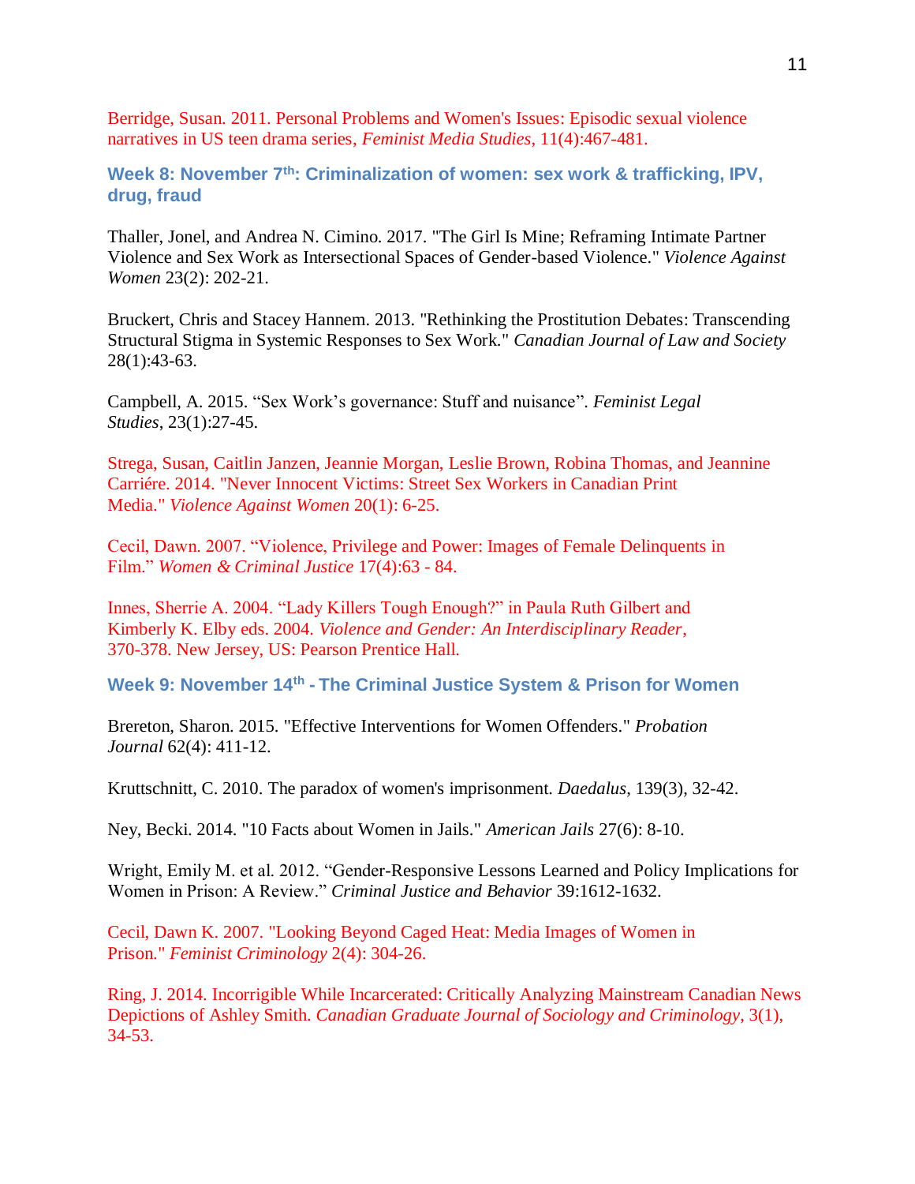Berridge, Susan. 2011. Personal Problems and Women's Issues: Episodic sexual violence narratives in US teen drama series, *Feminist Media Studies*, 11(4):467-481.

## Week 8: November 7th: Criminalization of women: sex work & trafficking, IPV, drug, fraud

Thaller, Jonel, and Andrea N. Cimino. 2017. "The Girl Is Mine; Reframing Intimate Partner Violence and Sex Work as Intersectional Spaces of Gender-based Violence." *Violence Against Women* 23(2): 202-21.

Bruckert, Chris and Stacey Hannem. 2013. "Rethinking the Prostitution Debates: Transcending Structural Stigma in Systemic Responses to Sex Work." *Canadian Journal of Law and Society* 28(1):43-63.

Campbell, A. 2015. "Sex Work's governance: Stuff and nuisance". *Feminist Legal Studies*, 23(1):27-45.

Strega, Susan, Caitlin Janzen, Jeannie Morgan, Leslie Brown, Robina Thomas, and Jeannine Carriére. 2014. "Never Innocent Victims: Street Sex Workers in Canadian Print Media." *Violence Against Women* 20(1): 6-25.

Cecil, Dawn. 2007. "Violence, Privilege and Power: Images of Female Delinquents in Film." *Women & Criminal Justice* 17(4):63 - 84.

Innes, Sherrie A. 2004. "Lady Killers Tough Enough?" in Paula Ruth Gilbert and Kimberly K. Elby eds. 2004. *Violence and Gender: An Interdisciplinary Reader*, 370-378. New Jersey, US: Pearson Prentice Hall.

## Week 9: November 14th - The Criminal Justice System & Prison for Women

Brereton, Sharon. 2015. "Effective Interventions for Women Offenders." *Probation Journal* 62(4): 411-12.

Kruttschnitt, C. 2010. The paradox of women's imprisonment. *Daedalus*, 139(3), 32-42.

Ney, Becki. 2014. "10 Facts about Women in Jails." *American Jails* 27(6): 8-10.

Wright, Emily M. et al. 2012. "Gender-Responsive Lessons Learned and Policy Implications for Women in Prison: A Review." *Criminal Justice and Behavior* 39:1612-1632.

Cecil, Dawn K. 2007. "Looking Beyond Caged Heat: Media Images of Women in Prison." *Feminist Criminology* 2(4): 304-26.

Ring, J. 2014. Incorrigible While Incarcerated: Critically Analyzing Mainstream Canadian News Depictions of Ashley Smith. *Canadian Graduate Journal of Sociology and Criminology*, 3(1), 34-53.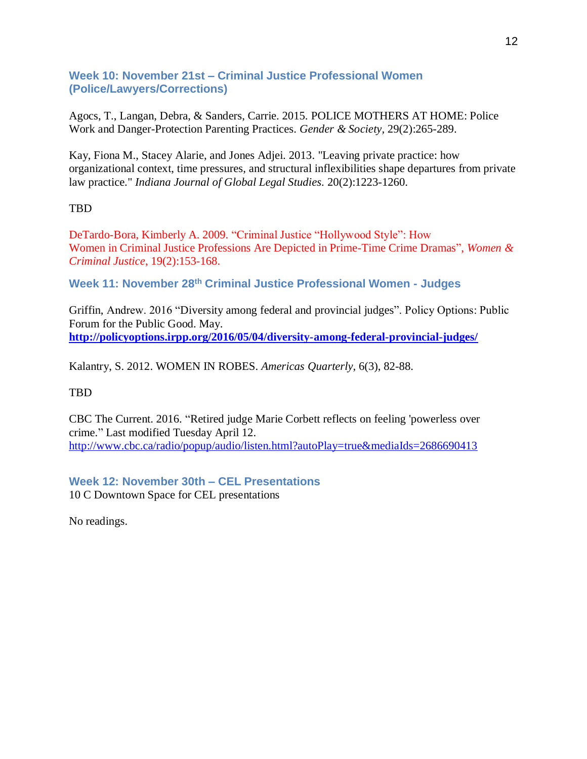### Week 10: November 21st – Criminal Justice Professional Women (Police/Lawyers/Corrections)

Agocs, T., Langan, Debra, & Sanders, Carrie. 2015. POLICE MOTHERS AT HOME: Police Work and Danger-Protection Parenting Practices. *Gender & Society*, 29(2):265-289.

Kay, Fiona M., Stacey Alarie, and Jones Adjei. 2013. "Leaving private practice: how organizational context, time pressures, and structural inflexibilities shape departures from private law practice." *Indiana Journal of Global Legal Studies*. 20(2):1223-1260.

TBD

DeTardo-Bora, Kimberly A. 2009. "Criminal Justice "Hollywood Style": How Women in Criminal Justice Professions Are Depicted in Prime-Time Crime Dramas", *Women & Criminal Justice*, 19(2):153-168.

### Week 11: November 28th Criminal Justice Professional Women - Judges

Griffin, Andrew. 2016 "Diversity among federal and provincial judges". Policy Options: Public Forum for the Public Good. May.
**http://policyoptions.irpp.org/2016/05/04/diversity-among-federal-provincial-judges/**

Kalantry, S. 2012. WOMEN IN ROBES. *Americas Quarterly*, 6(3), 82-88.

TBD

CBC The Current. 2016. "Retired judge Marie Corbett reflects on feeling 'powerless over crime." Last modified Tuesday April 12.
http://www.cbc.ca/radio/popup/audio/listen.html?autoPlay=true&mediaIds=2686690413

### Week 12: November 30th – CEL Presentations

10 C Downtown Space for CEL presentations

No readings.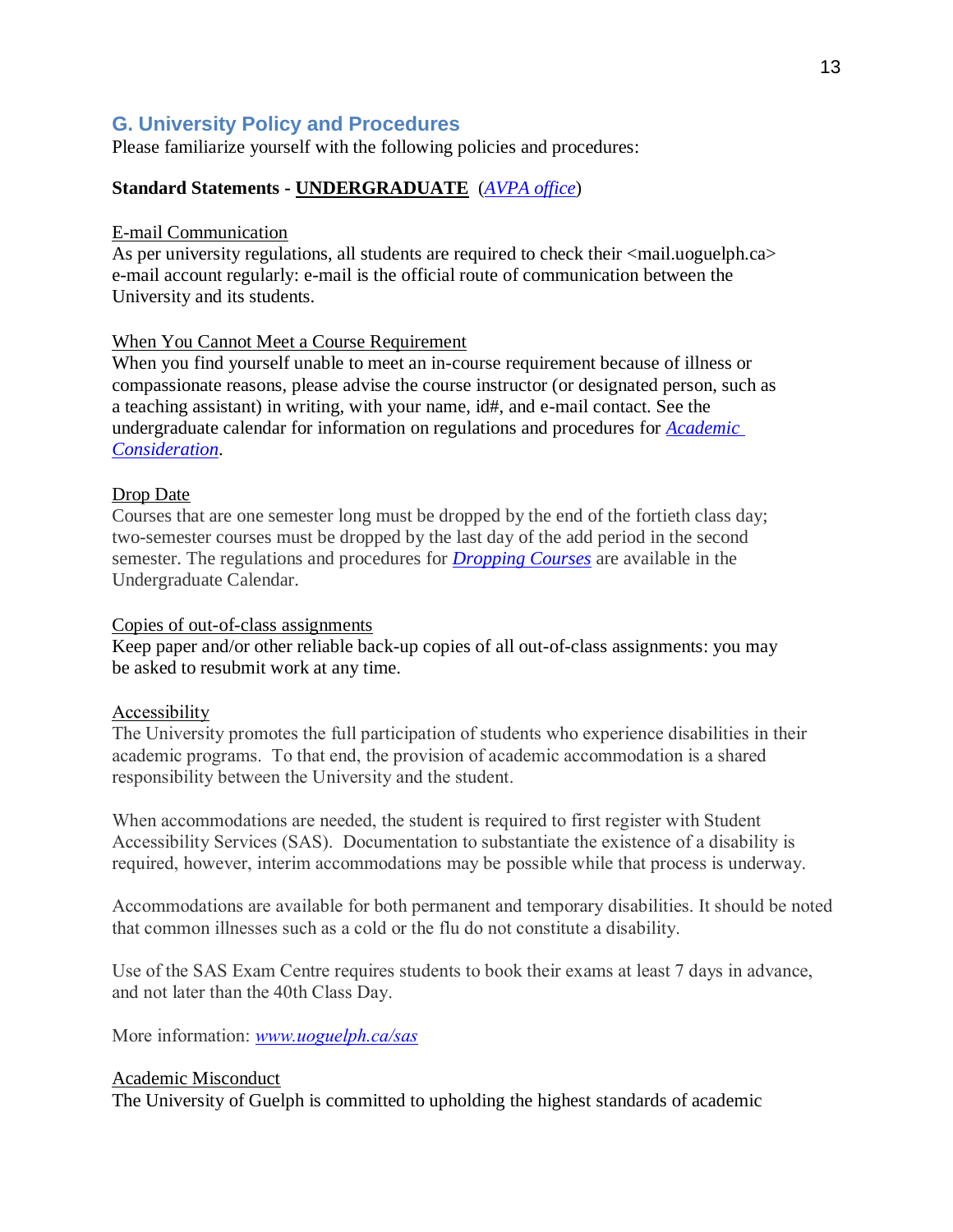## G. University Policy and Procedures

Please familiarize yourself with the following policies and procedures:

**Standard Statements - UNDERGRADUATE** (*AVPA office*)

E-mail Communication

As per university regulations, all students are required to check their <mail.uoguelph.ca> e-mail account regularly: e-mail is the official route of communication between the University and its students.

When You Cannot Meet a Course Requirement

When you find yourself unable to meet an in-course requirement because of illness or compassionate reasons, please advise the course instructor (or designated person, such as a teaching assistant) in writing, with your name, id#, and e-mail contact. See the undergraduate calendar for information on regulations and procedures for *Academic Consideration*.

Drop Date

Courses that are one semester long must be dropped by the end of the fortieth class day; two-semester courses must be dropped by the last day of the add period in the second semester. The regulations and procedures for ***Dropping Courses*** are available in the Undergraduate Calendar.

Copies of out-of-class assignments

Keep paper and/or other reliable back-up copies of all out-of-class assignments: you may be asked to resubmit work at any time.

Accessibility

The University promotes the full participation of students who experience disabilities in their academic programs. To that end, the provision of academic accommodation is a shared responsibility between the University and the student.

When accommodations are needed, the student is required to first register with Student Accessibility Services (SAS). Documentation to substantiate the existence of a disability is required, however, interim accommodations may be possible while that process is underway.

Accommodations are available for both permanent and temporary disabilities. It should be noted that common illnesses such as a cold or the flu do not constitute a disability.

Use of the SAS Exam Centre requires students to book their exams at least 7 days in advance, and not later than the 40th Class Day.

More information: *www.uoguelph.ca/sas*

Academic Misconduct

The University of Guelph is committed to upholding the highest standards of academic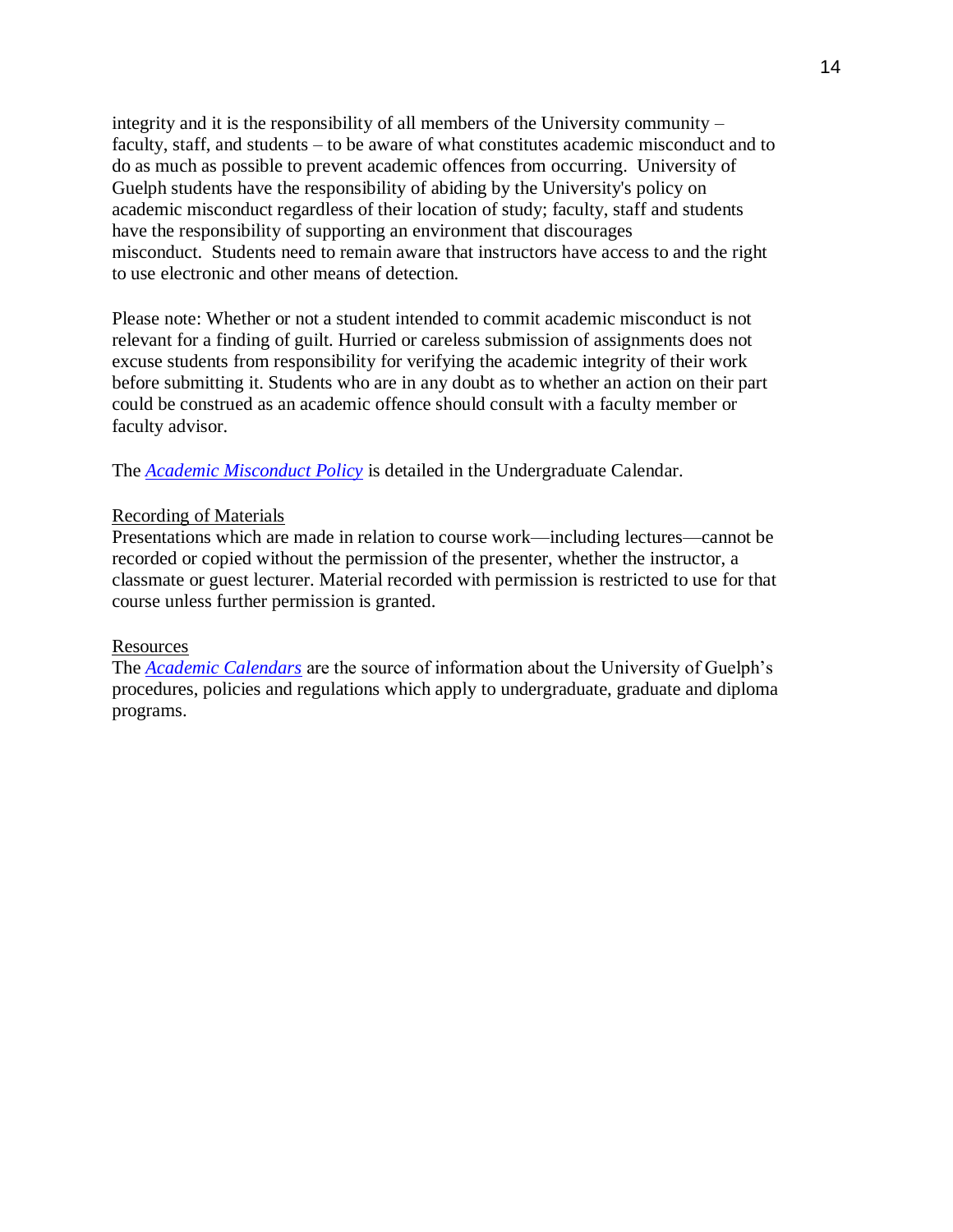integrity and it is the responsibility of all members of the University community – faculty, staff, and students – to be aware of what constitutes academic misconduct and to do as much as possible to prevent academic offences from occurring. University of Guelph students have the responsibility of abiding by the University's policy on academic misconduct regardless of their location of study; faculty, staff and students have the responsibility of supporting an environment that discourages misconduct. Students need to remain aware that instructors have access to and the right to use electronic and other means of detection.

Please note: Whether or not a student intended to commit academic misconduct is not relevant for a finding of guilt. Hurried or careless submission of assignments does not excuse students from responsibility for verifying the academic integrity of their work before submitting it. Students who are in any doubt as to whether an action on their part could be construed as an academic offence should consult with a faculty member or faculty advisor.

The *Academic Misconduct Policy* is detailed in the Undergraduate Calendar.

### Recording of Materials

Presentations which are made in relation to course work—including lectures—cannot be recorded or copied without the permission of the presenter, whether the instructor, a classmate or guest lecturer. Material recorded with permission is restricted to use for that course unless further permission is granted.

### Resources

The *Academic Calendars* are the source of information about the University of Guelph's procedures, policies and regulations which apply to undergraduate, graduate and diploma programs.